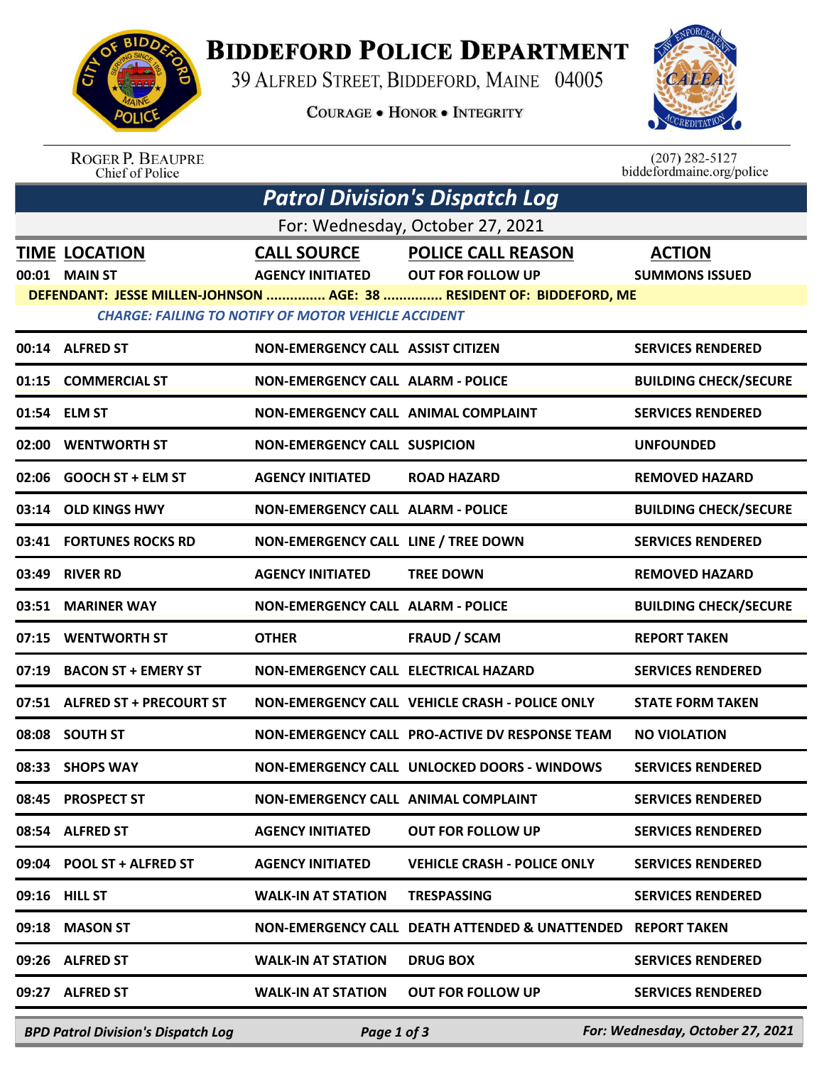# Biddeford Police Department

39 Alfred Street, Biddeford, Maine 04005

Courage • Honor • Integrity

Roger P. Beaupre
Chief of Police

(207) 282-5127
biddefordmaine.org/police

## *Patrol Division's Dispatch Log*

For: Wednesday, October 27, 2021

| TIME | LOCATION | CALL SOURCE | POLICE CALL REASON | ACTION |
|---|---|---|---|---|
| 00:01 | MAIN ST | AGENCY INITIATED | OUT FOR FOLLOW UP | SUMMONS ISSUED |
| | DEFENDANT: JESSE MILLEN-JOHNSON ............... AGE: 38 ............... RESIDENT OF: BIDDEFORD, ME | | | |
| | *CHARGE: FAILING TO NOTIFY OF MOTOR VEHICLE ACCIDENT* | | | |
| 00:14 | ALFRED ST | NON-EMERGENCY CALL | ASSIST CITIZEN | SERVICES RENDERED |
| 01:15 | COMMERCIAL ST | NON-EMERGENCY CALL | ALARM - POLICE | BUILDING CHECK/SECURE |
| 01:54 | ELM ST | NON-EMERGENCY CALL | ANIMAL COMPLAINT | SERVICES RENDERED |
| 02:00 | WENTWORTH ST | NON-EMERGENCY CALL | SUSPICION | UNFOUNDED |
| 02:06 | GOOCH ST + ELM ST | AGENCY INITIATED | ROAD HAZARD | REMOVED HAZARD |
| 03:14 | OLD KINGS HWY | NON-EMERGENCY CALL | ALARM - POLICE | BUILDING CHECK/SECURE |
| 03:41 | FORTUNES ROCKS RD | NON-EMERGENCY CALL | LINE / TREE DOWN | SERVICES RENDERED |
| 03:49 | RIVER RD | AGENCY INITIATED | TREE DOWN | REMOVED HAZARD |
| 03:51 | MARINER WAY | NON-EMERGENCY CALL | ALARM - POLICE | BUILDING CHECK/SECURE |
| 07:15 | WENTWORTH ST | OTHER | FRAUD / SCAM | REPORT TAKEN |
| 07:19 | BACON ST + EMERY ST | NON-EMERGENCY CALL | ELECTRICAL HAZARD | SERVICES RENDERED |
| 07:51 | ALFRED ST + PRECOURT ST | NON-EMERGENCY CALL | VEHICLE CRASH - POLICE ONLY | STATE FORM TAKEN |
| 08:08 | SOUTH ST | NON-EMERGENCY CALL | PRO-ACTIVE DV RESPONSE TEAM | NO VIOLATION |
| 08:33 | SHOPS WAY | NON-EMERGENCY CALL | UNLOCKED DOORS - WINDOWS | SERVICES RENDERED |
| 08:45 | PROSPECT ST | NON-EMERGENCY CALL | ANIMAL COMPLAINT | SERVICES RENDERED |
| 08:54 | ALFRED ST | AGENCY INITIATED | OUT FOR FOLLOW UP | SERVICES RENDERED |
| 09:04 | POOL ST + ALFRED ST | AGENCY INITIATED | VEHICLE CRASH - POLICE ONLY | SERVICES RENDERED |
| 09:16 | HILL ST | WALK-IN AT STATION | TRESPASSING | SERVICES RENDERED |
| 09:18 | MASON ST | NON-EMERGENCY CALL | DEATH ATTENDED & UNATTENDED | REPORT TAKEN |
| 09:26 | ALFRED ST | WALK-IN AT STATION | DRUG BOX | SERVICES RENDERED |
| 09:27 | ALFRED ST | WALK-IN AT STATION | OUT FOR FOLLOW UP | SERVICES RENDERED |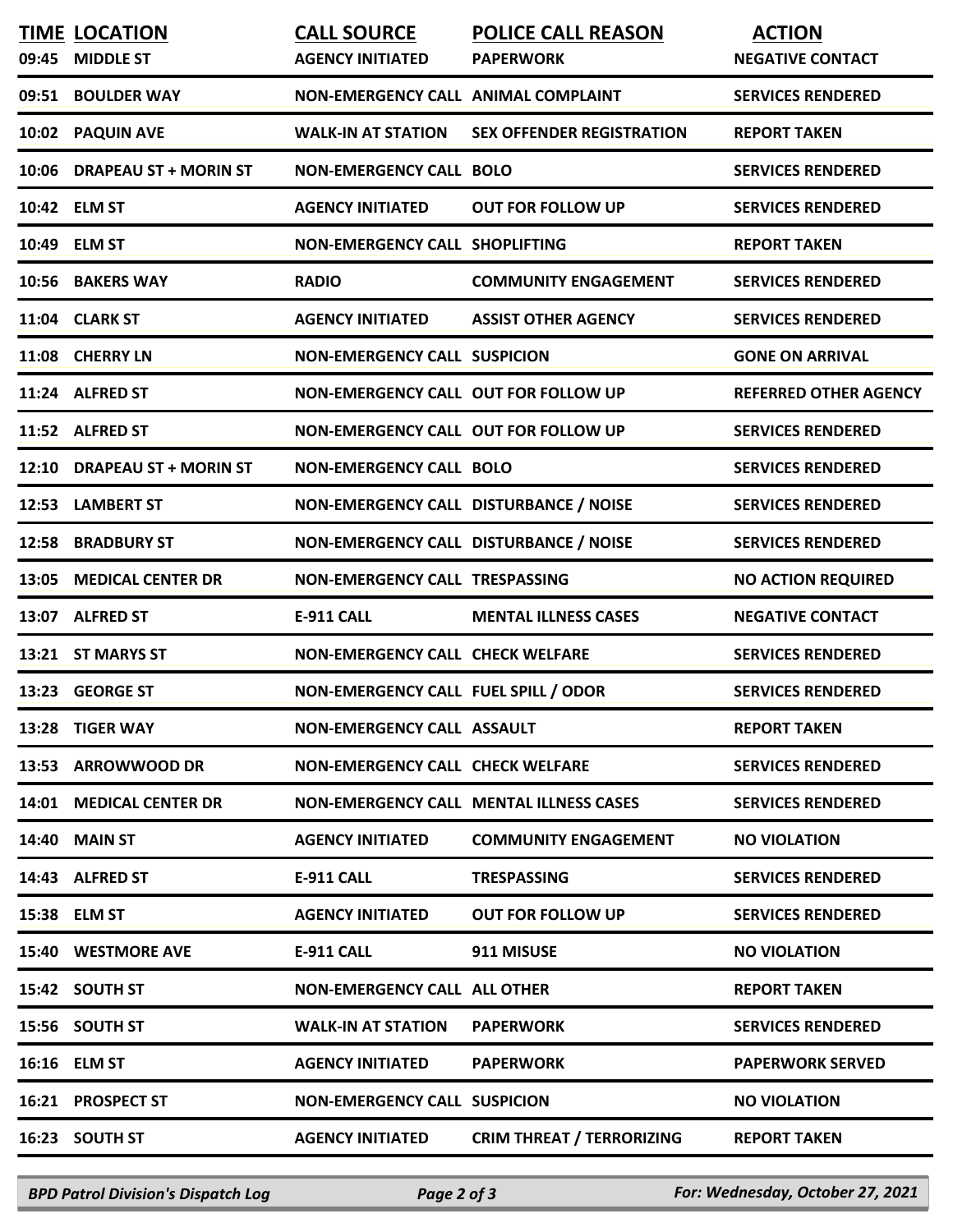| TIME | LOCATION | CALL SOURCE | POLICE CALL REASON | ACTION |
|---|---|---|---|---|
| 09:45 | MIDDLE ST | AGENCY INITIATED | PAPERWORK | NEGATIVE CONTACT |
| 09:51 | BOULDER WAY | NON-EMERGENCY CALL | ANIMAL COMPLAINT | SERVICES RENDERED |
| 10:02 | PAQUIN AVE | WALK-IN AT STATION | SEX OFFENDER REGISTRATION | REPORT TAKEN |
| 10:06 | DRAPEAU ST + MORIN ST | NON-EMERGENCY CALL | BOLO | SERVICES RENDERED |
| 10:42 | ELM ST | AGENCY INITIATED | OUT FOR FOLLOW UP | SERVICES RENDERED |
| 10:49 | ELM ST | NON-EMERGENCY CALL | SHOPLIFTING | REPORT TAKEN |
| 10:56 | BAKERS WAY | RADIO | COMMUNITY ENGAGEMENT | SERVICES RENDERED |
| 11:04 | CLARK ST | AGENCY INITIATED | ASSIST OTHER AGENCY | SERVICES RENDERED |
| 11:08 | CHERRY LN | NON-EMERGENCY CALL | SUSPICION | GONE ON ARRIVAL |
| 11:24 | ALFRED ST | NON-EMERGENCY CALL | OUT FOR FOLLOW UP | REFERRED OTHER AGENCY |
| 11:52 | ALFRED ST | NON-EMERGENCY CALL | OUT FOR FOLLOW UP | SERVICES RENDERED |
| 12:10 | DRAPEAU ST + MORIN ST | NON-EMERGENCY CALL | BOLO | SERVICES RENDERED |
| 12:53 | LAMBERT ST | NON-EMERGENCY CALL | DISTURBANCE / NOISE | SERVICES RENDERED |
| 12:58 | BRADBURY ST | NON-EMERGENCY CALL | DISTURBANCE / NOISE | SERVICES RENDERED |
| 13:05 | MEDICAL CENTER DR | NON-EMERGENCY CALL | TRESPASSING | NO ACTION REQUIRED |
| 13:07 | ALFRED ST | E-911 CALL | MENTAL ILLNESS CASES | NEGATIVE CONTACT |
| 13:21 | ST MARYS ST | NON-EMERGENCY CALL | CHECK WELFARE | SERVICES RENDERED |
| 13:23 | GEORGE ST | NON-EMERGENCY CALL | FUEL SPILL / ODOR | SERVICES RENDERED |
| 13:28 | TIGER WAY | NON-EMERGENCY CALL | ASSAULT | REPORT TAKEN |
| 13:53 | ARROWWOOD DR | NON-EMERGENCY CALL | CHECK WELFARE | SERVICES RENDERED |
| 14:01 | MEDICAL CENTER DR | NON-EMERGENCY CALL | MENTAL ILLNESS CASES | SERVICES RENDERED |
| 14:40 | MAIN ST | AGENCY INITIATED | COMMUNITY ENGAGEMENT | NO VIOLATION |
| 14:43 | ALFRED ST | E-911 CALL | TRESPASSING | SERVICES RENDERED |
| 15:38 | ELM ST | AGENCY INITIATED | OUT FOR FOLLOW UP | SERVICES RENDERED |
| 15:40 | WESTMORE AVE | E-911 CALL | 911 MISUSE | NO VIOLATION |
| 15:42 | SOUTH ST | NON-EMERGENCY CALL | ALL OTHER | REPORT TAKEN |
| 15:56 | SOUTH ST | WALK-IN AT STATION | PAPERWORK | SERVICES RENDERED |
| 16:16 | ELM ST | AGENCY INITIATED | PAPERWORK | PAPERWORK SERVED |
| 16:21 | PROSPECT ST | NON-EMERGENCY CALL | SUSPICION | NO VIOLATION |
| 16:23 | SOUTH ST | AGENCY INITIATED | CRIM THREAT / TERRORIZING | REPORT TAKEN |

*BPD Patrol Division's Dispatch Log* — For: Wednesday, October 27, 2021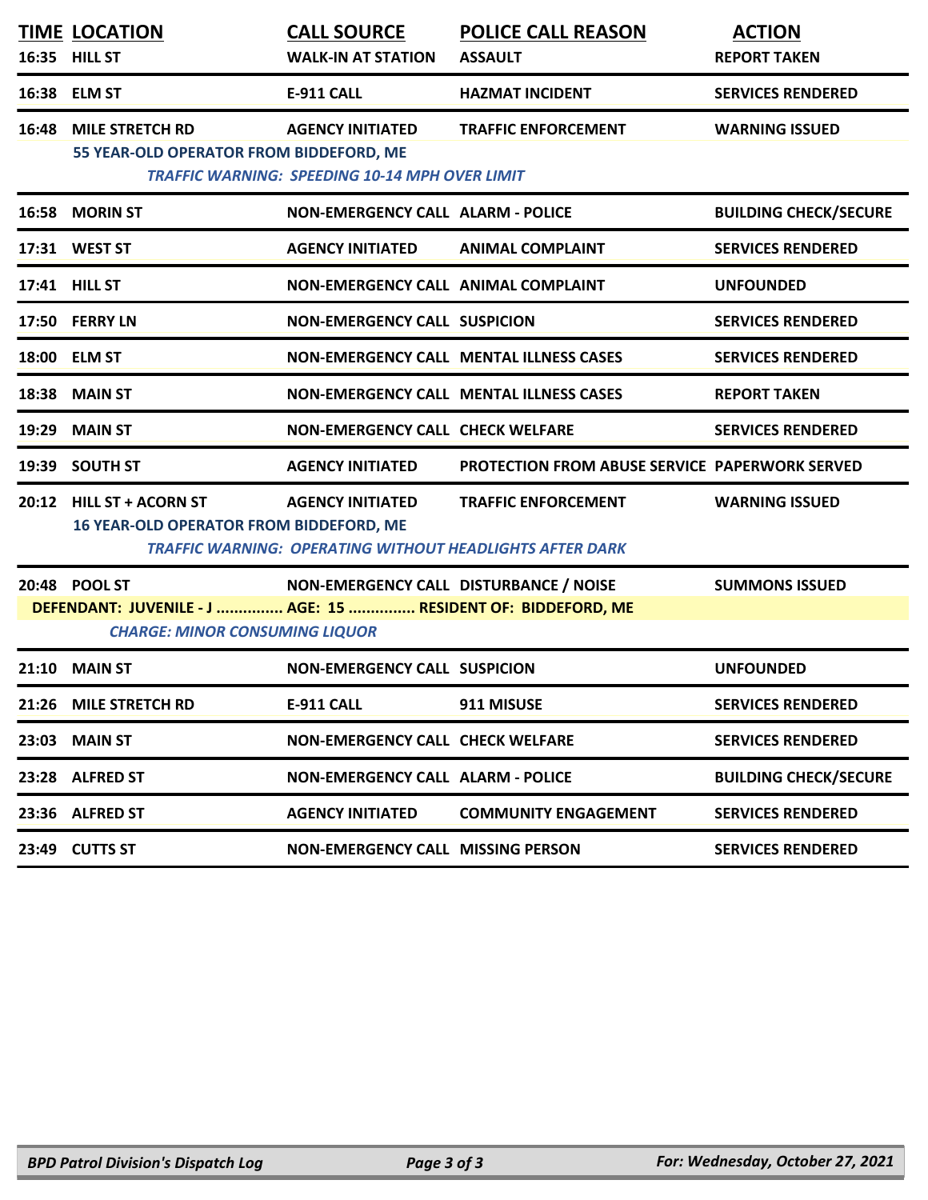| TIME | LOCATION | CALL SOURCE | POLICE CALL REASON | ACTION |
|---|---|---|---|---|
| 16:35 | HILL ST | WALK-IN AT STATION | ASSAULT | REPORT TAKEN |
| 16:38 | ELM ST | E-911 CALL | HAZMAT INCIDENT | SERVICES RENDERED |
| 16:48 | MILE STRETCH RD | AGENCY INITIATED | TRAFFIC ENFORCEMENT | WARNING ISSUED |
| | 55 YEAR-OLD OPERATOR FROM BIDDEFORD, ME | | | |
| | *TRAFFIC WARNING: SPEEDING 10-14 MPH OVER LIMIT* | | | |
| 16:58 | MORIN ST | NON-EMERGENCY CALL | ALARM - POLICE | BUILDING CHECK/SECURE |
| 17:31 | WEST ST | AGENCY INITIATED | ANIMAL COMPLAINT | SERVICES RENDERED |
| 17:41 | HILL ST | NON-EMERGENCY CALL | ANIMAL COMPLAINT | UNFOUNDED |
| 17:50 | FERRY LN | NON-EMERGENCY CALL | SUSPICION | SERVICES RENDERED |
| 18:00 | ELM ST | NON-EMERGENCY CALL | MENTAL ILLNESS CASES | SERVICES RENDERED |
| 18:38 | MAIN ST | NON-EMERGENCY CALL | MENTAL ILLNESS CASES | REPORT TAKEN |
| 19:29 | MAIN ST | NON-EMERGENCY CALL | CHECK WELFARE | SERVICES RENDERED |
| 19:39 | SOUTH ST | AGENCY INITIATED | PROTECTION FROM ABUSE SERVICE | PAPERWORK SERVED |
| 20:12 | HILL ST + ACORN ST | AGENCY INITIATED | TRAFFIC ENFORCEMENT | WARNING ISSUED |
| | 16 YEAR-OLD OPERATOR FROM BIDDEFORD, ME | | | |
| | *TRAFFIC WARNING: OPERATING WITHOUT HEADLIGHTS AFTER DARK* | | | |
| 20:48 | POOL ST | NON-EMERGENCY CALL | DISTURBANCE / NOISE | SUMMONS ISSUED |
| | DEFENDANT: JUVENILE - J ............... AGE: 15 ............... RESIDENT OF: BIDDEFORD, ME | | | |
| | *CHARGE: MINOR CONSUMING LIQUOR* | | | |
| 21:10 | MAIN ST | NON-EMERGENCY CALL | SUSPICION | UNFOUNDED |
| 21:26 | MILE STRETCH RD | E-911 CALL | 911 MISUSE | SERVICES RENDERED |
| 23:03 | MAIN ST | NON-EMERGENCY CALL | CHECK WELFARE | SERVICES RENDERED |
| 23:28 | ALFRED ST | NON-EMERGENCY CALL | ALARM - POLICE | BUILDING CHECK/SECURE |
| 23:36 | ALFRED ST | AGENCY INITIATED | COMMUNITY ENGAGEMENT | SERVICES RENDERED |
| 23:49 | CUTTS ST | NON-EMERGENCY CALL | MISSING PERSON | SERVICES RENDERED |